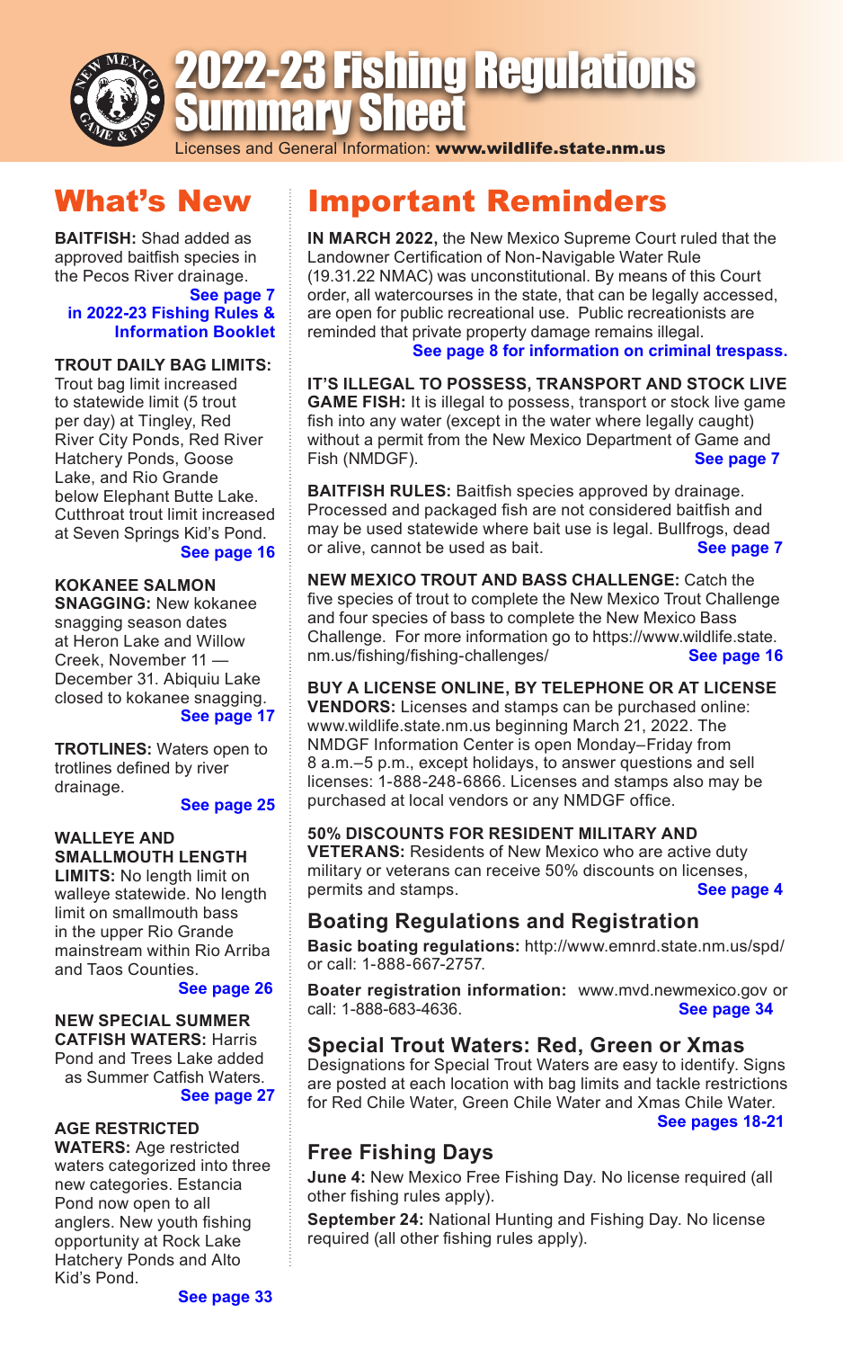# 2022-23 Fishing Regulations Summary Sheet

Licenses and General Information: **www.wildlife.state.nm.us**

## What's New

**BAITFISH:** Shad added as approved baitfish species in the Pecos River drainage.
**See page 7 in 2022-23 Fishing Rules & Information Booklet**

**TROUT DAILY BAG LIMITS:** Trout bag limit increased to statewide limit (5 trout per day) at Tingley, Red River City Ponds, Red River Hatchery Ponds, Goose Lake, and Rio Grande below Elephant Butte Lake. Cutthroat trout limit increased at Seven Springs Kid's Pond.
**See page 16**

**KOKANEE SALMON SNAGGING:** New kokanee snagging season dates at Heron Lake and Willow Creek, November 11 — December 31. Abiquiu Lake closed to kokanee snagging.
**See page 17**

**TROTLINES:** Waters open to trotlines defined by river drainage.
**See page 25**

**WALLEYE AND SMALLMOUTH LENGTH LIMITS:** No length limit on walleye statewide. No length limit on smallmouth bass in the upper Rio Grande mainstream within Rio Arriba and Taos Counties.
**See page 26**

**NEW SPECIAL SUMMER CATFISH WATERS:** Harris Pond and Trees Lake added as Summer Catfish Waters.
**See page 27**

**AGE RESTRICTED WATERS:** Age restricted waters categorized into three new categories. Estancia Pond now open to all anglers. New youth fishing opportunity at Rock Lake Hatchery Ponds and Alto Kid's Pond.
**See page 33**

## Important Reminders

**IN MARCH 2022,** the New Mexico Supreme Court ruled that the Landowner Certification of Non-Navigable Water Rule (19.31.22 NMAC) was unconstitutional. By means of this Court order, all watercourses in the state, that can be legally accessed, are open for public recreational use. Public recreationists are reminded that private property damage remains illegal.
**See page 8 for information on criminal trespass.**

**IT'S ILLEGAL TO POSSESS, TRANSPORT AND STOCK LIVE GAME FISH:** It is illegal to possess, transport or stock live game fish into any water (except in the water where legally caught) without a permit from the New Mexico Department of Game and Fish (NMDGF). **See page 7**

**BAITFISH RULES:** Baitfish species approved by drainage. Processed and packaged fish are not considered baitfish and may be used statewide where bait use is legal. Bullfrogs, dead or alive, cannot be used as bait. **See page 7**

**NEW MEXICO TROUT AND BASS CHALLENGE:** Catch the five species of trout to complete the New Mexico Trout Challenge and four species of bass to complete the New Mexico Bass Challenge. For more information go to https://www.wildlife.state.nm.us/fishing/fishing-challenges/ **See page 16**

**BUY A LICENSE ONLINE, BY TELEPHONE OR AT LICENSE VENDORS:** Licenses and stamps can be purchased online: www.wildlife.state.nm.us beginning March 21, 2022. The NMDGF Information Center is open Monday–Friday from 8 a.m.–5 p.m., except holidays, to answer questions and sell licenses: 1-888-248-6866. Licenses and stamps also may be purchased at local vendors or any NMDGF office.

**50% DISCOUNTS FOR RESIDENT MILITARY AND VETERANS:** Residents of New Mexico who are active duty military or veterans can receive 50% discounts on licenses, permits and stamps. **See page 4**

### Boating Regulations and Registration

**Basic boating regulations:** http://www.emnrd.state.nm.us/spd/ or call: 1-888-667-2757.

**Boater registration information:** www.mvd.newmexico.gov or call: 1-888-683-4636. **See page 34**

### Special Trout Waters: Red, Green or Xmas

Designations for Special Trout Waters are easy to identify. Signs are posted at each location with bag limits and tackle restrictions for Red Chile Water, Green Chile Water and Xmas Chile Water.
**See pages 18-21**

### Free Fishing Days

**June 4:** New Mexico Free Fishing Day. No license required (all other fishing rules apply).

**September 24:** National Hunting and Fishing Day. No license required (all other fishing rules apply).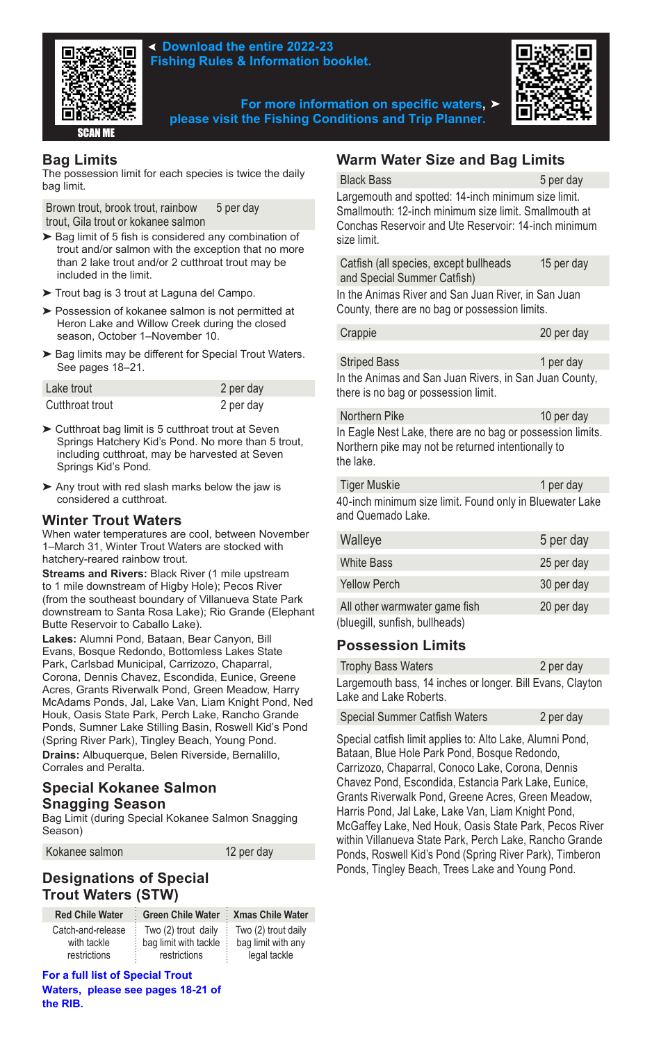◄ Download the entire 2022-23 Fishing Rules & Information booklet.

SCAN ME

For more information on specific waters, ► please visit the Fishing Conditions and Trip Planner.

## Bag Limits

The possession limit for each species is twice the daily bag limit.

| | |
|---|---|
| Brown trout, brook trout, rainbow trout, Gila trout or kokanee salmon | 5 per day |

- ➤ Bag limit of 5 fish is considered any combination of trout and/or salmon with the exception that no more than 2 lake trout and/or 2 cutthroat trout may be included in the limit.
- ➤ Trout bag is 3 trout at Laguna del Campo.
- ➤ Possession of kokanee salmon is not permitted at Heron Lake and Willow Creek during the closed season, October 1–November 10.
- ➤ Bag limits may be different for Special Trout Waters. See pages 18–21.

| | |
|---|---|
| Lake trout | 2 per day |
| Cutthroat trout | 2 per day |

- ➤ Cutthroat bag limit is 5 cutthroat trout at Seven Springs Hatchery Kid's Pond. No more than 5 trout, including cutthroat, may be harvested at Seven Springs Kid's Pond.
- ➤ Any trout with red slash marks below the jaw is considered a cutthroat.

## Winter Trout Waters

When water temperatures are cool, between November 1–March 31, Winter Trout Waters are stocked with hatchery-reared rainbow trout.

**Streams and Rivers:** Black River (1 mile upstream to 1 mile downstream of Higby Hole); Pecos River (from the southeast boundary of Villanueva State Park downstream to Santa Rosa Lake); Rio Grande (Elephant Butte Reservoir to Caballo Lake).

**Lakes:** Alumni Pond, Bataan, Bear Canyon, Bill Evans, Bosque Redondo, Bottomless Lakes State Park, Carlsbad Municipal, Carrizozo, Chaparral, Corona, Dennis Chavez, Escondida, Eunice, Greene Acres, Grants Riverwalk Pond, Green Meadow, Harry McAdams Ponds, Jal, Lake Van, Liam Knight Pond, Ned Houk, Oasis State Park, Perch Lake, Rancho Grande Ponds, Sumner Lake Stilling Basin, Roswell Kid's Pond (Spring River Park), Tingley Beach, Young Pond.

**Drains:** Albuquerque, Belen Riverside, Bernalillo, Corrales and Peralta.

## Special Kokanee Salmon Snagging Season

Bag Limit (during Special Kokanee Salmon Snagging Season)

| | |
|---|---|
| Kokanee salmon | 12 per day |

## Designations of Special Trout Waters (STW)

| Red Chile Water | Green Chile Water | Xmas Chile Water |
|---|---|---|
| Catch-and-release with tackle restrictions | Two (2) trout daily bag limit with tackle restrictions | Two (2) trout daily bag limit with any legal tackle |

**For a full list of Special Trout Waters, please see pages 18-21 of the RIB.**

## Warm Water Size and Bag Limits

| | |
|---|---|
| Black Bass | 5 per day |

Largemouth and spotted: 14-inch minimum size limit. Smallmouth: 12-inch minimum size limit. Smallmouth at Conchas Reservoir and Ute Reservoir: 14-inch minimum size limit.

| | |
|---|---|
| Catfish (all species, except bullheads and Special Summer Catfish) | 15 per day |

In the Animas River and San Juan River, in San Juan County, there are no bag or possession limits.

| | |
|---|---|
| Crappie | 20 per day |

| | |
|---|---|
| Striped Bass | 1 per day |

In the Animas and San Juan Rivers, in San Juan County, there is no bag or possession limit.

| | |
|---|---|
| Northern Pike | 10 per day |

In Eagle Nest Lake, there are no bag or possession limits. Northern pike may not be returned intentionally to the lake.

| | |
|---|---|
| Tiger Muskie | 1 per day |

40-inch minimum size limit. Found only in Bluewater Lake and Quemado Lake.

| | |
|---|---|
| Walleye | 5 per day |
| White Bass | 25 per day |
| Yellow Perch | 30 per day |
| All other warmwater game fish (bluegill, sunfish, bullheads) | 20 per day |

## Possession Limits

| | |
|---|---|
| Trophy Bass Waters | 2 per day |

Largemouth bass, 14 inches or longer. Bill Evans, Clayton Lake and Lake Roberts.

| | |
|---|---|
| Special Summer Catfish Waters | 2 per day |

Special catfish limit applies to: Alto Lake, Alumni Pond, Bataan, Blue Hole Park Pond, Bosque Redondo, Carrizozo, Chaparral, Conoco Lake, Corona, Dennis Chavez Pond, Escondida, Estancia Park Lake, Eunice, Grants Riverwalk Pond, Greene Acres, Green Meadow, Harris Pond, Jal Lake, Lake Van, Liam Knight Pond, McGaffey Lake, Ned Houk, Oasis State Park, Pecos River within Villanueva State Park, Perch Lake, Rancho Grande Ponds, Roswell Kid's Pond (Spring River Park), Timberon Ponds, Tingley Beach, Trees Lake and Young Pond.